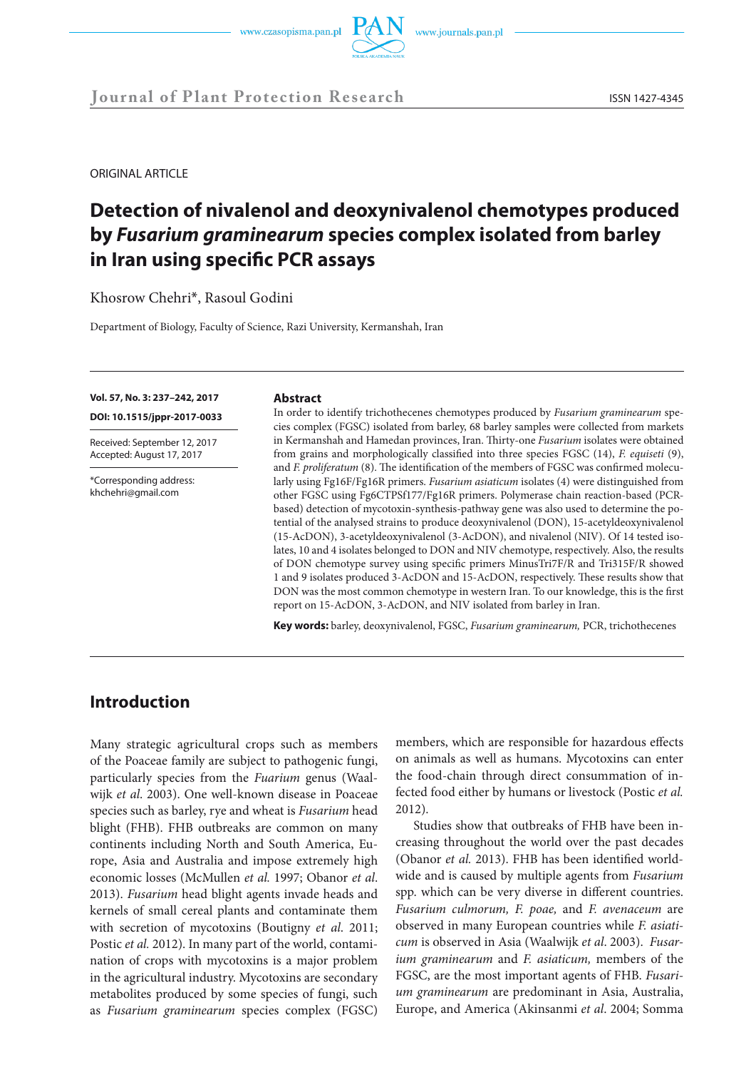ORIGINAL ARTICLE

# Detection of nivalenol and deoxynivalenol chemotypes produced by *Fusarium graminearum* species complex isolated from barley in Iran using specific PCR assays

Khosrow Chehri*, Rasoul Godini

Department of Biology, Faculty of Science, Razi University, Kermanshah, Iran

**Vol. 57, No. 3: 237–242, 2017**

**DOI: 10.1515/jppr-2017-0033**

Received: September 12, 2017
Accepted: August 17, 2017

*Corresponding address:
khchehri@gmail.com

### Abstract

In order to identify trichothecenes chemotypes produced by *Fusarium graminearum* species complex (FGSC) isolated from barley, 68 barley samples were collected from markets in Kermanshah and Hamedan provinces, Iran. Thirty-one *Fusarium* isolates were obtained from grains and morphologically classified into three species FGSC (14), *F. equiseti* (9), and *F. proliferatum* (8). The identification of the members of FGSC was confirmed molecularly using Fg16F/Fg16R primers. *Fusarium asiaticum* isolates (4) were distinguished from other FGSC using Fg6CTPSf177/Fg16R primers. Polymerase chain reaction-based (PCR-based) detection of mycotoxin-synthesis-pathway gene was also used to determine the potential of the analysed strains to produce deoxynivalenol (DON), 15-acetyldeoxynivalenol (15-AcDON), 3-acetyldeoxynivalenol (3-AcDON), and nivalenol (NIV). Of 14 tested isolates, 10 and 4 isolates belonged to DON and NIV chemotype, respectively. Also, the results of DON chemotype survey using specific primers MinusTri7F/R and Tri315F/R showed 1 and 9 isolates produced 3-AcDON and 15-AcDON, respectively. These results show that DON was the most common chemotype in western Iran. To our knowledge, this is the first report on 15-AcDON, 3-AcDON, and NIV isolated from barley in Iran.

**Key words:** barley, deoxynivalenol, FGSC, *Fusarium graminearum,* PCR, trichothecenes

## Introduction

Many strategic agricultural crops such as members of the Poaceae family are subject to pathogenic fungi, particularly species from the *Fuarium* genus (Waalwijk *et al.* 2003). One well-known disease in Poaceae species such as barley, rye and wheat is *Fusarium* head blight (FHB). FHB outbreaks are common on many continents including North and South America, Europe, Asia and Australia and impose extremely high economic losses (McMullen *et al.* 1997; Obanor *et al.* 2013). *Fusarium* head blight agents invade heads and kernels of small cereal plants and contaminate them with secretion of mycotoxins (Boutigny *et al.* 2011; Postic *et al.* 2012). In many part of the world, contamination of crops with mycotoxins is a major problem in the agricultural industry. Mycotoxins are secondary metabolites produced by some species of fungi, such as *Fusarium graminearum* species complex (FGSC) members, which are responsible for hazardous effects on animals as well as humans. Mycotoxins can enter the food-chain through direct consummation of infected food either by humans or livestock (Postic *et al.* 2012).

Studies show that outbreaks of FHB have been increasing throughout the world over the past decades (Obanor *et al.* 2013). FHB has been identified worldwide and is caused by multiple agents from *Fusarium* spp. which can be very diverse in different countries. *Fusarium culmorum, F. poae,* and *F. avenaceum* are observed in many European countries while *F. asiaticum* is observed in Asia (Waalwijk *et al.* 2003). *Fusarium graminearum* and *F. asiaticum,* members of the FGSC, are the most important agents of FHB. *Fusarium graminearum* are predominant in Asia, Australia, Europe, and America (Akinsanmi *et al.* 2004; Somma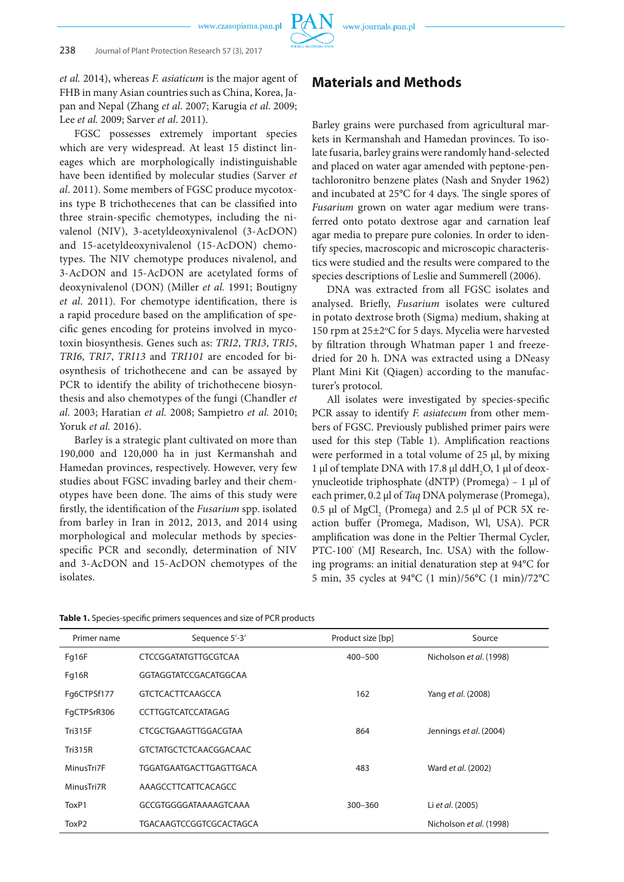*et al.* 2014), whereas *F. asiaticum* is the major agent of FHB in many Asian countries such as China, Korea, Japan and Nepal (Zhang *et al*. 2007; Karugia *et al.* 2009; Lee *et al.* 2009; Sarver *et al*. 2011).

FGSC possesses extremely important species which are very widespread. At least 15 distinct lineages which are morphologically indistinguishable have been identified by molecular studies (Sarver *et al*. 2011). Some members of FGSC produce mycotoxins type B trichothecenes that can be classified into three strain-specific chemotypes, including the nivalenol (NIV), 3-acetyldeoxynivalenol (3-AcDON) and 15-acetyldeoxynivalenol (15-AcDON) chemotypes. The NIV chemotype produces nivalenol, and 3-AcDON and 15-AcDON are acetylated forms of deoxynivalenol (DON) (Miller *et al.* 1991; Boutigny *et al*. 2011). For chemotype identification, there is a rapid procedure based on the amplification of specific genes encoding for proteins involved in mycotoxin biosynthesis. Genes such as: *TRI2*, *TRI3*, *TRI5*, *TRI6*, *TRI7*, *TRI13* and *TRI101* are encoded for biosynthesis of trichothecene and can be assayed by PCR to identify the ability of trichothecene biosynthesis and also chemotypes of the fungi (Chandler *et al.* 2003; Haratian *et al.* 2008; Sampietro *et al.* 2010; Yoruk *et al.* 2016).

Barley is a strategic plant cultivated on more than 190,000 and 120,000 ha in just Kermanshah and Hamedan provinces, respectively. However, very few studies about FGSC invading barley and their chemotypes have been done. The aims of this study were firstly, the identification of the *Fusarium* spp. isolated from barley in Iran in 2012, 2013, and 2014 using morphological and molecular methods by species-specific PCR and secondly, determination of NIV and 3-AcDON and 15-AcDON chemotypes of the isolates.

## Materials and Methods

Barley grains were purchased from agricultural markets in Kermanshah and Hamedan provinces. To isolate fusaria, barley grains were randomly hand-selected and placed on water agar amended with peptone-pentachloronitro benzene plates (Nash and Snyder 1962) and incubated at 25°C for 4 days. The single spores of *Fusarium* grown on water agar medium were transferred onto potato dextrose agar and carnation leaf agar media to prepare pure colonies. In order to identify species, macroscopic and microscopic characteristics were studied and the results were compared to the species descriptions of Leslie and Summerell (2006).

DNA was extracted from all FGSC isolates and analysed. Briefly, *Fusarium* isolates were cultured in potato dextrose broth (Sigma) medium, shaking at 150 rpm at 25±2°C for 5 days. Mycelia were harvested by filtration through Whatman paper 1 and freeze-dried for 20 h. DNA was extracted using a DNeasy Plant Mini Kit (Qiagen) according to the manufacturer's protocol.

All isolates were investigated by species-specific PCR assay to identify *F. asiatecum* from other members of FGSC. Previously published primer pairs were used for this step (Table 1). Amplification reactions were performed in a total volume of 25 µl, by mixing 1 µl of template DNA with 17.8 µl $ddH_2O$, 1 µl of deoxynucleotide triphosphate (dNTP) (Promega) – 1 µl of each primer, 0.2 µl of *Taq* DNA polymerase (Promega), 0.5 µl of $MgCl_2$ (Promega) and 2.5 µl of PCR 5X reaction buffer (Promega, Madison, WI, USA). PCR amplification was done in the Peltier Thermal Cycler, PTC-100® (MJ Research, Inc. USA) with the following programs: an initial denaturation step at 94°C for 5 min, 35 cycles at 94°C (1 min)/56°C (1 min)/72°C

**Table 1.** Species-specific primers sequences and size of PCR products

| Primer name | Sequence 5'-3' | Product size [bp] | Source |
|---|---|---|---|
| Fg16F | CTCCGGATATGTTGCGTCAA | 400–500 | Nicholson *et al.* (1998) |
| Fg16R | GGTAGGTATCCGACATGGCAA | | |
| Fg6CTPSf177 | GTCTCACTTCAAGCCA | 162 | Yang *et al.* (2008) |
| FgCTPSrR306 | CCTTGGTCATCCATAGAG | | |
| Tri315F | CTCGCTGAAGTTGGACGTAA | 864 | Jennings *et al.* (2004) |
| Tri315R | GTCTATGCTCTCAACGGACAAC | | |
| MinusTri7F | TGGATGAATGACTTGAGTTGACA | 483 | Ward *et al.* (2002) |
| MinusTri7R | AAAGCCTTCATTCACAGCC | | |
| ToxP1 | GCCGTGGGGATAAAAGTCAAA | 300–360 | Li *et al.* (2005) |
| ToxP2 | TGACAAGTCCGGTCGCACTAGCA | | Nicholson *et al.* (1998) |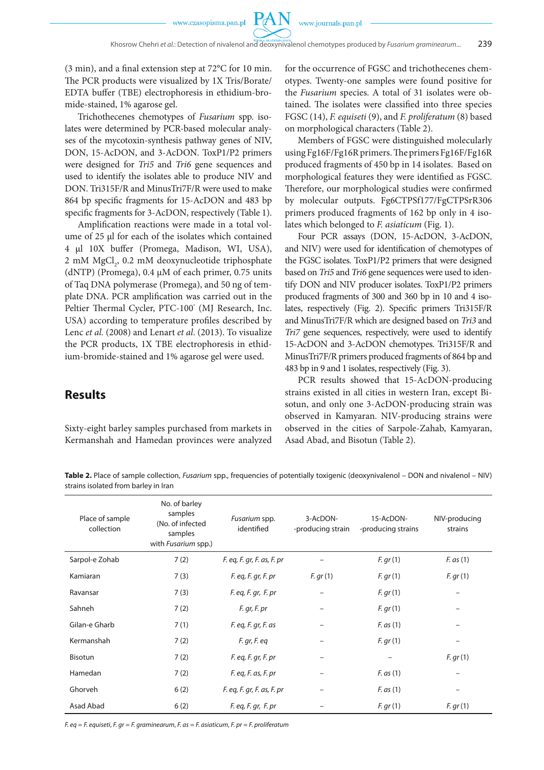(3 min), and a final extension step at 72°C for 10 min. The PCR products were visualized by 1X Tris/Borate/EDTA buffer (TBE) electrophoresis in ethidium-bromide-stained, 1% agarose gel.

Trichothecenes chemotypes of *Fusarium* spp. isolates were determined by PCR-based molecular analyses of the mycotoxin-synthesis pathway genes of NIV, DON, 15-AcDON, and 3-AcDON. ToxP1/P2 primers were designed for *Tri5* and *Tri6* gene sequences and used to identify the isolates able to produce NIV and DON. Tri315F/R and MinusTri7F/R were used to make 864 bp specific fragments for 15-AcDON and 483 bp specific fragments for 3-AcDON, respectively (Table 1).

Amplification reactions were made in a total volume of 25 µl for each of the isolates which contained 4 µl 10X buffer (Promega, Madison, WI, USA), 2 mM $MgCl_2$, 0.2 mM deoxynucleotide triphosphate (dNTP) (Promega), 0.4 µM of each primer, 0.75 units of Taq DNA polymerase (Promega), and 50 ng of template DNA. PCR amplification was carried out in the Peltier Thermal Cycler, PTC-100® (MJ Research, Inc. USA) according to temperature profiles described by Lenc *et al.* (2008) and Lenart *et al*. (2013). To visualize the PCR products, 1X TBE electrophoresis in ethidium-bromide-stained and 1% agarose gel were used.

## Results

Sixty-eight barley samples purchased from markets in Kermanshah and Hamedan provinces were analyzed for the occurrence of FGSC and trichothecenes chemotypes. Twenty-one samples were found positive for the *Fusarium* species. A total of 31 isolates were obtained. The isolates were classified into three species FGSC (14), *F. equiseti* (9), and *F. proliferatum* (8) based on morphological characters (Table 2).

Members of FGSC were distinguished molecularly using Fg16F/Fg16R primers. The primers Fg16F/Fg16R produced fragments of 450 bp in 14 isolates. Based on morphological features they were identified as FGSC. Therefore, our morphological studies were confirmed by molecular outputs. Fg6CTPSf177/FgCTPSrR306 primers produced fragments of 162 bp only in 4 isolates which belonged to *F. asiaticum* (Fig. 1).

Four PCR assays (DON, 15-AcDON, 3-AcDON, and NIV) were used for identification of chemotypes of the FGSC isolates. ToxP1/P2 primers that were designed based on *Tri5* and *Tri6* gene sequences were used to identify DON and NIV producer isolates. ToxP1/P2 primers produced fragments of 300 and 360 bp in 10 and 4 isolates, respectively (Fig. 2). Specific primers Tri315F/R and MinusTri7F/R which are designed based on *Tri3* and *Tri7* gene sequences, respectively, were used to identify 15-AcDON and 3-AcDON chemotypes. Tri315F/R and MinusTri7F/R primers produced fragments of 864 bp and 483 bp in 9 and 1 isolates, respectively (Fig. 3).

PCR results showed that 15-AcDON-producing strains existed in all cities in western Iran, except Bisotun, and only one 3-AcDON-producing strain was observed in Kamyaran. NIV-producing strains were observed in the cities of Sarpole-Zahab, Kamyaran, Asad Abad, and Bisotun (Table 2).

**Table 2.** Place of sample collection, *Fusarium* spp., frequencies of potentially toxigenic (deoxynivalenol – DON and nivalenol – NIV) strains isolated from barley in Iran

| Place of sample collection | No. of barley samples (No. of infected samples with *Fusarium* spp.) | *Fusarium* spp. identified | 3-AcDON--producing strain | 15-AcDON--producing strains | NIV-producing strains |
|---|---|---|---|---|---|
| Sarpol-e Zohab | 7 (2) | *F. eq, F. gr, F. as, F. pr* | – | *F. gr* (1) | *F. as* (1) |
| Kamiaran | 7 (3) | *F. eq, F. gr, F. pr* | *F. gr* (1) | *F. gr* (1) | *F. gr* (1) |
| Ravansar | 7 (3) | *F. eq, F. gr, F. pr* | – | *F. gr* (1) | – |
| Sahneh | 7 (2) | *F. gr, F. pr* | – | *F. gr* (1) | – |
| Gilan-e Gharb | 7 (1) | *F. eq, F. gr, F. as* | – | *F. as* (1) | – |
| Kermanshah | 7 (2) | *F. gr, F. eq* | – | *F. gr* (1) | – |
| Bisotun | 7 (2) | *F. eq, F. gr, F. pr* | – | – | *F. gr* (1) |
| Hamedan | 7 (2) | *F. eq, F. as, F. pr* | – | *F. as* (1) | – |
| Ghorveh | 6 (2) | *F. eq, F. gr, F. as, F. pr* | – | *F. as* (1) | – |
| Asad Abad | 6 (2) | *F. eq, F. gr, F. pr* | – | *F. gr* (1) | *F. gr* (1) |

*F. eq = F. equiseti, F. gr = F. graminearum, F. as = F. asiaticum, F. pr = F. proliferatum*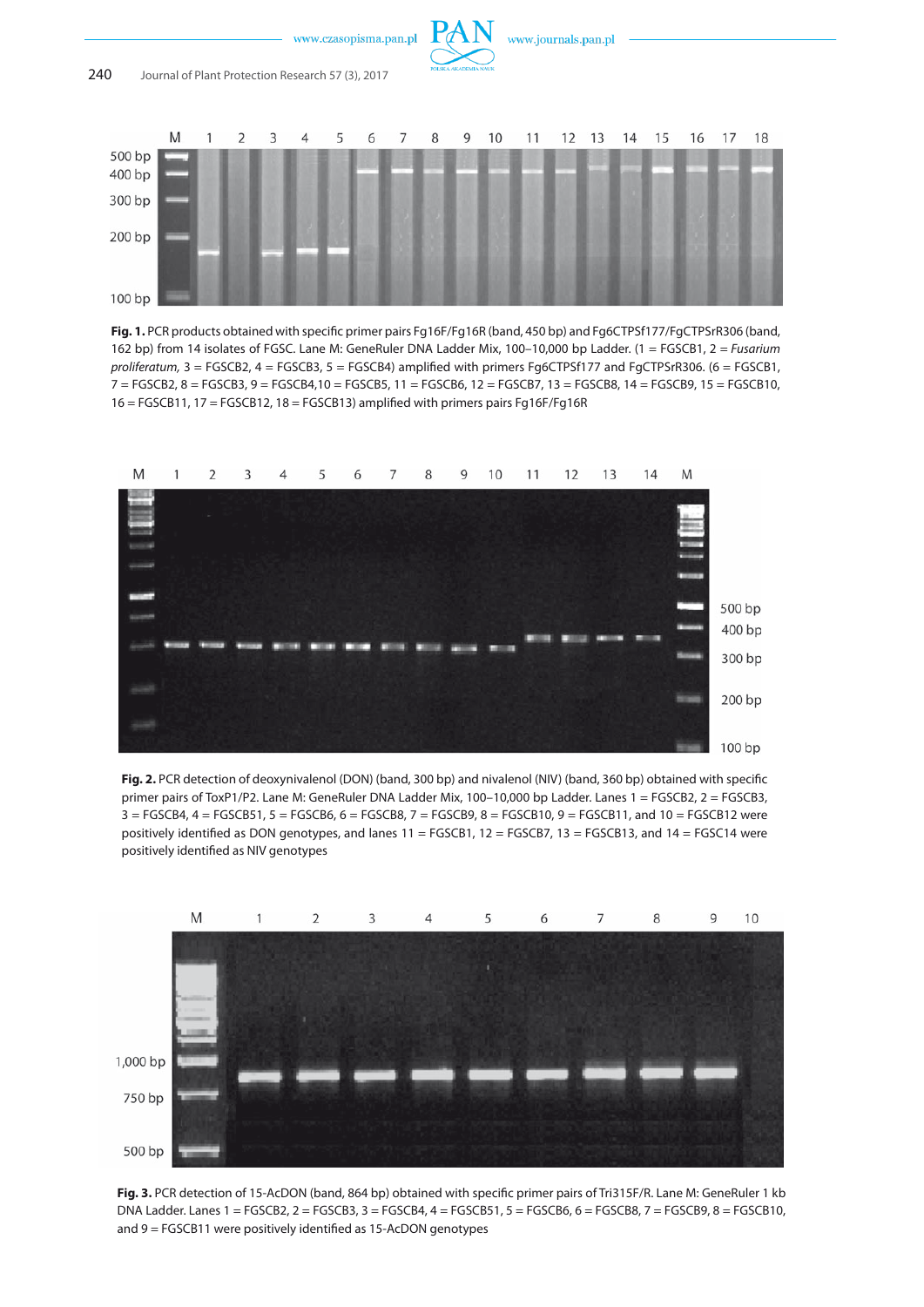**Fig. 1.** PCR products obtained with specific primer pairs Fg16F/Fg16R (band, 450 bp) and Fg6CTPSf177/FgCTPSrR306 (band, 162 bp) from 14 isolates of FGSC. Lane M: GeneRuler DNA Ladder Mix, 100–10,000 bp Ladder. (1 = FGSCB1, 2 = *Fusarium proliferatum,* 3 = FGSCB2, 4 = FGSCB3, 5 = FGSCB4) amplified with primers Fg6CTPSf177 and FgCTPSrR306. (6 = FGSCB1, 7 = FGSCB2, 8 = FGSCB3, 9 = FGSCB4,10 = FGSCB5, 11 = FGSCB6, 12 = FGSCB7, 13 = FGSCB8, 14 = FGSCB9, 15 = FGSCB10, 16 = FGSCB11, 17 = FGSCB12, 18 = FGSCB13) amplified with primers pairs Fg16F/Fg16R

**Fig. 2.** PCR detection of deoxynivalenol (DON) (band, 300 bp) and nivalenol (NIV) (band, 360 bp) obtained with specific primer pairs of ToxP1/P2. Lane M: GeneRuler DNA Ladder Mix, 100–10,000 bp Ladder. Lanes 1 = FGSCB2, 2 = FGSCB3, 3 = FGSCB4, 4 = FGSCB51, 5 = FGSCB6, 6 = FGSCB8, 7 = FGSCB9, 8 = FGSCB10, 9 = FGSCB11, and 10 = FGSCB12 were positively identified as DON genotypes, and lanes 11 = FGSCB1, 12 = FGSCB7, 13 = FGSCB13, and 14 = FGSC14 were positively identified as NIV genotypes

**Fig. 3.** PCR detection of 15-AcDON (band, 864 bp) obtained with specific primer pairs of Tri315F/R. Lane M: GeneRuler 1 kb DNA Ladder. Lanes 1 = FGSCB2, 2 = FGSCB3, 3 = FGSCB4, 4 = FGSCB51, 5 = FGSCB6, 6 = FGSCB8, 7 = FGSCB9, 8 = FGSCB10, and 9 = FGSCB11 were positively identified as 15-AcDON genotypes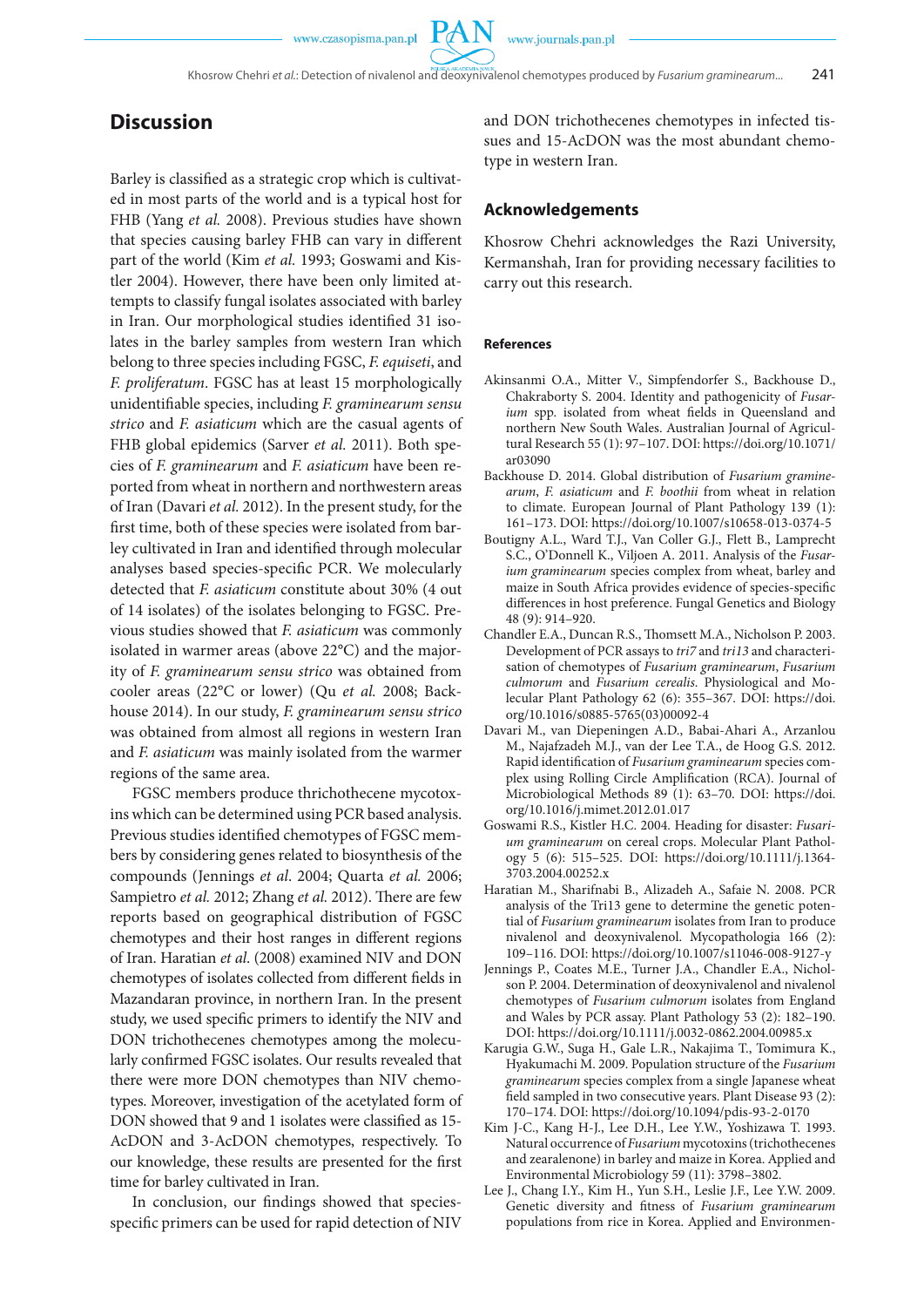## Discussion

Barley is classified as a strategic crop which is cultivated in most parts of the world and is a typical host for FHB (Yang *et al.* 2008). Previous studies have shown that species causing barley FHB can vary in different part of the world (Kim *et al.* 1993; Goswami and Kistler 2004). However, there have been only limited attempts to classify fungal isolates associated with barley in Iran. Our morphological studies identified 31 isolates in the barley samples from western Iran which belong to three species including FGSC, *F. equiseti*, and *F. proliferatum*. FGSC has at least 15 morphologically unidentifiable species, including *F. graminearum sensu stricto* and *F. asiaticum* which are the casual agents of FHB global epidemics (Sarver *et al.* 2011). Both species of *F. graminearum* and *F. asiaticum* have been reported from wheat in northern and northwestern areas of Iran (Davari *et al.* 2012). In the present study, for the first time, both of these species were isolated from barley cultivated in Iran and identified through molecular analyses based species-specific PCR. We molecularly detected that *F. asiaticum* constitute about 30% (4 out of 14 isolates) of the isolates belonging to FGSC. Previous studies showed that *F. asiaticum* was commonly isolated in warmer areas (above 22°C) and the majority of *F. graminearum sensu stricto* was obtained from cooler areas (22°C or lower) (Qu *et al.* 2008; Backhouse 2014). In our study, *F. graminearum sensu stricto* was obtained from almost all regions in western Iran and *F. asiaticum* was mainly isolated from the warmer regions of the same area.

FGSC members produce thrichothecene mycotoxins which can be determined using PCR based analysis. Previous studies identified chemotypes of FGSC members by considering genes related to biosynthesis of the compounds (Jennings *et al*. 2004; Quarta *et al.* 2006; Sampietro *et al.* 2012; Zhang *et al.* 2012). There are few reports based on geographical distribution of FGSC chemotypes and their host ranges in different regions of Iran. Haratian *et al.* (2008) examined NIV and DON chemotypes of isolates collected from different fields in Mazandaran province, in northern Iran. In the present study, we used specific primers to identify the NIV and DON trichothecenes chemotypes among the molecularly confirmed FGSC isolates. Our results revealed that there were more DON chemotypes than NIV chemotypes. Moreover, investigation of the acetylated form of DON showed that 9 and 1 isolates were classified as 15-AcDON and 3-AcDON chemotypes, respectively. To our knowledge, these results are presented for the first time for barley cultivated in Iran.

In conclusion, our findings showed that species-specific primers can be used for rapid detection of NIV and DON trichothecenes chemotypes in infected tissues and 15-AcDON was the most abundant chemotype in western Iran.

## Acknowledgements

Khosrow Chehri acknowledges the Razi University, Kermanshah, Iran for providing necessary facilities to carry out this research.

#### References

Akinsanmi O.A., Mitter V., Simpfendorfer S., Backhouse D., Chakraborty S. 2004. Identity and pathogenicity of *Fusarium* spp. isolated from wheat fields in Queensland and northern New South Wales. Australian Journal of Agricultural Research 55 (1): 97–107. DOI: https://doi.org/10.1071/ar03090

Backhouse D. 2014. Global distribution of *Fusarium graminearum*, *F. asiaticum* and *F. boothii* from wheat in relation to climate. European Journal of Plant Pathology 139 (1): 161–173. DOI: https://doi.org/10.1007/s10658-013-0374-5

Boutigny A.L., Ward T.J., Van Coller G.J., Flett B., Lamprecht S.C., O'Donnell K., Viljoen A. 2011. Analysis of the *Fusarium graminearum* species complex from wheat, barley and maize in South Africa provides evidence of species-specific differences in host preference. Fungal Genetics and Biology 48 (9): 914–920.

Chandler E.A., Duncan R.S., Thomsett M.A., Nicholson P. 2003. Development of PCR assays to *tri7* and *tri13* and characterisation of chemotypes of *Fusarium graminearum*, *Fusarium culmorum* and *Fusarium cerealis*. Physiological and Molecular Plant Pathology 62 (6): 355–367. DOI: https://doi.org/10.1016/s0885-5765(03)00092-4

Davari M., van Diepeningen A.D., Babai-Ahari A., Arzanlou M., Najafzadeh M.J., van der Lee T.A., de Hoog G.S. 2012. Rapid identification of *Fusarium graminearum* species complex using Rolling Circle Amplification (RCA). Journal of Microbiological Methods 89 (1): 63–70. DOI: https://doi.org/10.1016/j.mimet.2012.01.017

Goswami R.S., Kistler H.C. 2004. Heading for disaster: *Fusarium graminearum* on cereal crops. Molecular Plant Pathology 5 (6): 515–525. DOI: https://doi.org/10.1111/j.1364-3703.2004.00252.x

Haratian M., Sharifnabi B., Alizadeh A., Safaie N. 2008. PCR analysis of the Tri13 gene to determine the genetic potential of *Fusarium graminearum* isolates from Iran to produce nivalenol and deoxynivalenol. Mycopathologia 166 (2): 109–116. DOI: https://doi.org/10.1007/s11046-008-9127-y

Jennings P., Coates M.E., Turner J.A., Chandler E.A., Nicholson P. 2004. Determination of deoxynivalenol and nivalenol chemotypes of *Fusarium culmorum* isolates from England and Wales by PCR assay. Plant Pathology 53 (2): 182–190. DOI: https://doi.org/10.1111/j.0032-0862.2004.00985.x

Karugia G.W., Suga H., Gale L.R., Nakajima T., Tomimura K., Hyakumachi M. 2009. Population structure of the *Fusarium graminearum* species complex from a single Japanese wheat field sampled in two consecutive years. Plant Disease 93 (2): 170–174. DOI: https://doi.org/10.1094/pdis-93-2-0170

Kim J-C., Kang H-J., Lee D.H., Lee Y.W., Yoshizawa T. 1993. Natural occurrence of *Fusarium* mycotoxins (trichothecenes and zearalenone) in barley and maize in Korea. Applied and Environmental Microbiology 59 (11): 3798–3802.

Lee J., Chang I.Y., Kim H., Yun S.H., Leslie J.F., Lee Y.W. 2009. Genetic diversity and fitness of *Fusarium graminearum* populations from rice in Korea. Applied and Environmen-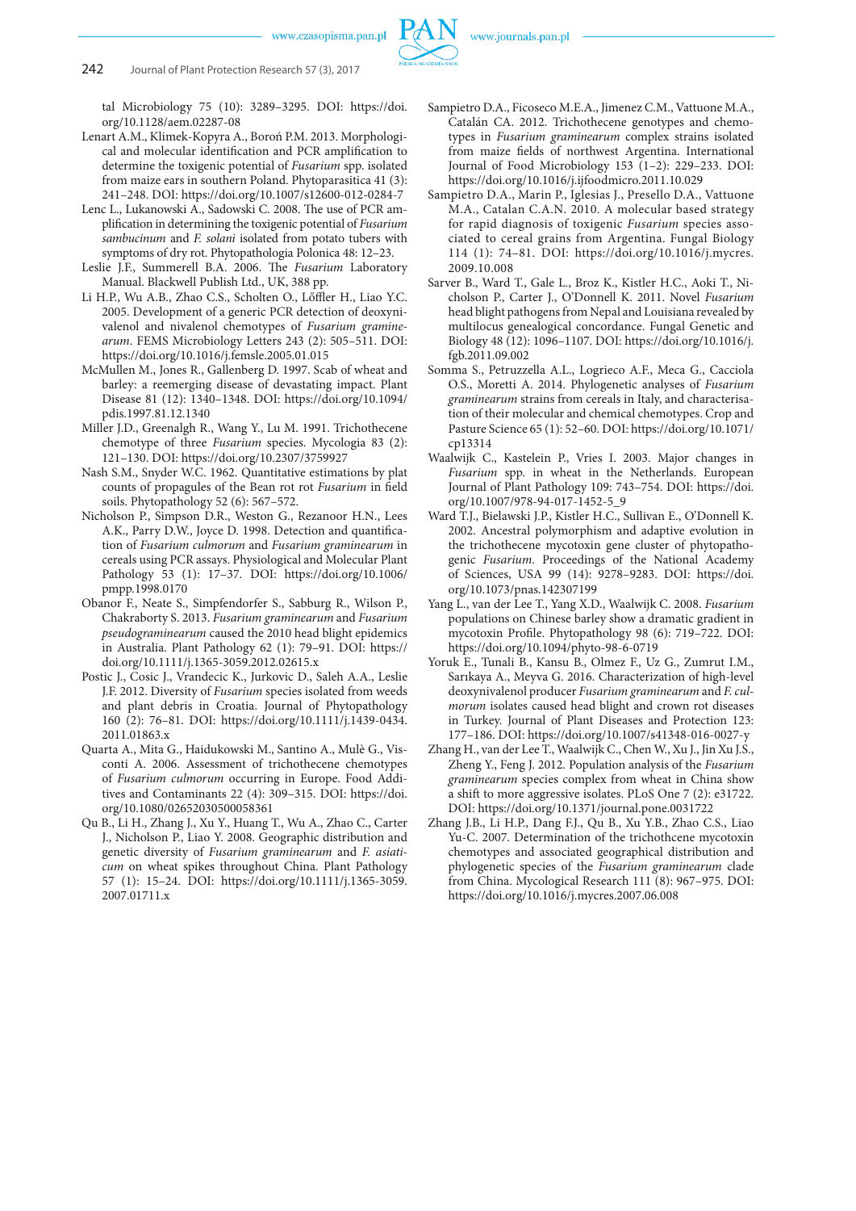tal Microbiology 75 (10): 3289–3295. DOI: https://doi.org/10.1128/aem.02287-08

Lenart A.M., Klimek-Kopyra A., Boroń P.M. 2013. Morphological and molecular identification and PCR amplification to determine the toxigenic potential of *Fusarium* spp. isolated from maize ears in southern Poland. Phytoparasitica 41 (3): 241–248. DOI: https://doi.org/10.1007/s12600-012-0284-7

Lenc L., Lukanowski A., Sadowski C. 2008. The use of PCR amplification in determining the toxigenic potential of *Fusarium sambucinum* and *F. solani* isolated from potato tubers with symptoms of dry rot. Phytopathologia Polonica 48: 12–23.

Leslie J.F., Summerell B.A. 2006. The *Fusarium* Laboratory Manual. Blackwell Publish Ltd., UK, 388 pp.

Li H.P., Wu A.B., Zhao C.S., Scholten O., Lőffler H., Liao Y.C. 2005. Development of a generic PCR detection of deoxynivalenol and nivalenol chemotypes of *Fusarium graminearum*. FEMS Microbiology Letters 243 (2): 505–511. DOI: https://doi.org/10.1016/j.femsle.2005.01.015

McMullen M., Jones R., Gallenberg D. 1997. Scab of wheat and barley: a reemerging disease of devastating impact. Plant Disease 81 (12): 1340–1348. DOI: https://doi.org/10.1094/pdis.1997.81.12.1340

Miller J.D., Greenalgh R., Wang Y., Lu M. 1991. Trichothecene chemotype of three *Fusarium* species. Mycologia 83 (2): 121–130. DOI: https://doi.org/10.2307/3759927

Nash S.M., Snyder W.C. 1962. Quantitative estimations by plat counts of propagules of the Bean rot rot *Fusarium* in field soils. Phytopathology 52 (6): 567–572.

Nicholson P., Simpson D.R., Weston G., Rezanoor H.N., Lees A.K., Parry D.W., Joyce D. 1998. Detection and quantification of *Fusarium culmorum* and *Fusarium graminearum* in cereals using PCR assays. Physiological and Molecular Plant Pathology 53 (1): 17–37. DOI: https://doi.org/10.1006/pmpp.1998.0170

Obanor F., Neate S., Simpfendorfer S., Sabburg R., Wilson P., Chakraborty S. 2013. *Fusarium graminearum* and *Fusarium pseudograminearum* caused the 2010 head blight epidemics in Australia. Plant Pathology 62 (1): 79–91. DOI: https://doi.org/10.1111/j.1365-3059.2012.02615.x

Postic J., Cosic J., Vrandecic K., Jurkovic D., Saleh A.A., Leslie J.F. 2012. Diversity of *Fusarium* species isolated from weeds and plant debris in Croatia. Journal of Phytopathology 160 (2): 76–81. DOI: https://doi.org/10.1111/j.1439-0434.2011.01863.x

Quarta A., Mita G., Haidukowski M., Santino A., Mulè G., Visconti A. 2006. Assessment of trichothecene chemotypes of *Fusarium culmorum* occurring in Europe. Food Additives and Contaminants 22 (4): 309–315. DOI: https://doi.org/10.1080/02652030500058361

Qu B., Li H., Zhang J., Xu Y., Huang T., Wu A., Zhao C., Carter J., Nicholson P., Liao Y. 2008. Geographic distribution and genetic diversity of *Fusarium graminearum* and *F. asiaticum* on wheat spikes throughout China. Plant Pathology 57 (1): 15–24. DOI: https://doi.org/10.1111/j.1365-3059.2007.01711.x

Sampietro D.A., Ficoseco M.E.A., Jimenez C.M., Vattuone M.A., Catalán CA. 2012. Trichothecene genotypes and chemotypes in *Fusarium graminearum* complex strains isolated from maize fields of northwest Argentina. International Journal of Food Microbiology 153 (1–2): 229–233. DOI: https://doi.org/10.1016/j.ijfoodmicro.2011.10.029

Sampietro D.A., Marin P., Iglesias J., Presello D.A., Vattuone M.A., Catalan C.A.N. 2010. A molecular based strategy for rapid diagnosis of toxigenic *Fusarium* species associated to cereal grains from Argentina. Fungal Biology 114 (1): 74–81. DOI: https://doi.org/10.1016/j.mycres.2009.10.008

Sarver B., Ward T., Gale L., Broz K., Kistler H.C., Aoki T., Nicholson P., Carter J., O'Donnell K. 2011. Novel *Fusarium* head blight pathogens from Nepal and Louisiana revealed by multilocus genealogical concordance. Fungal Genetic and Biology 48 (12): 1096–1107. DOI: https://doi.org/10.1016/j.fgb.2011.09.002

Somma S., Petruzzella A.L., Logrieco A.F., Meca G., Cacciola O.S., Moretti A. 2014. Phylogenetic analyses of *Fusarium graminearum* strains from cereals in Italy, and characterisation of their molecular and chemical chemotypes. Crop and Pasture Science 65 (1): 52–60. DOI: https://doi.org/10.1071/cp13314

Waalwijk C., Kastelein P., Vries I. 2003. Major changes in *Fusarium* spp. in wheat in the Netherlands. European Journal of Plant Pathology 109: 743–754. DOI: https://doi.org/10.1007/978-94-017-1452-5_9

Ward T.J., Bielawski J.P., Kistler H.C., Sullivan E., O'Donnell K. 2002. Ancestral polymorphism and adaptive evolution in the trichothecene mycotoxin gene cluster of phytopathogenic *Fusarium*. Proceedings of the National Academy of Sciences, USA 99 (14): 9278–9283. DOI: https://doi.org/10.1073/pnas.142307199

Yang L., van der Lee T., Yang X.D., Waalwijk C. 2008. *Fusarium* populations on Chinese barley show a dramatic gradient in mycotoxin Profile. Phytopathology 98 (6): 719–722. DOI: https://doi.org/10.1094/phyto-98-6-0719

Yoruk E., Tunali B., Kansu B., Olmez F., Uz G., Zumrut I.M., Sarıkaya A., Meyva G. 2016. Characterization of high-level deoxynivalenol producer *Fusarium graminearum* and *F. culmorum* isolates caused head blight and crown rot diseases in Turkey. Journal of Plant Diseases and Protection 123: 177–186. DOI: https://doi.org/10.1007/s41348-016-0027-y

Zhang H., van der Lee T., Waalwijk C., Chen W., Xu J., Jin Xu J.S., Zheng Y., Feng J. 2012. Population analysis of the *Fusarium graminearum* species complex from wheat in China show a shift to more aggressive isolates. PLoS One 7 (2): e31722. DOI: https://doi.org/10.1371/journal.pone.0031722

Zhang J.B., Li H.P., Dang F.J., Qu B., Xu Y.B., Zhao C.S., Liao Yu-C. 2007. Determination of the trichothcene mycotoxin chemotypes and associated geographical distribution and phylogenetic species of the *Fusarium graminearum* clade from China. Mycological Research 111 (8): 967–975. DOI: https://doi.org/10.1016/j.mycres.2007.06.008